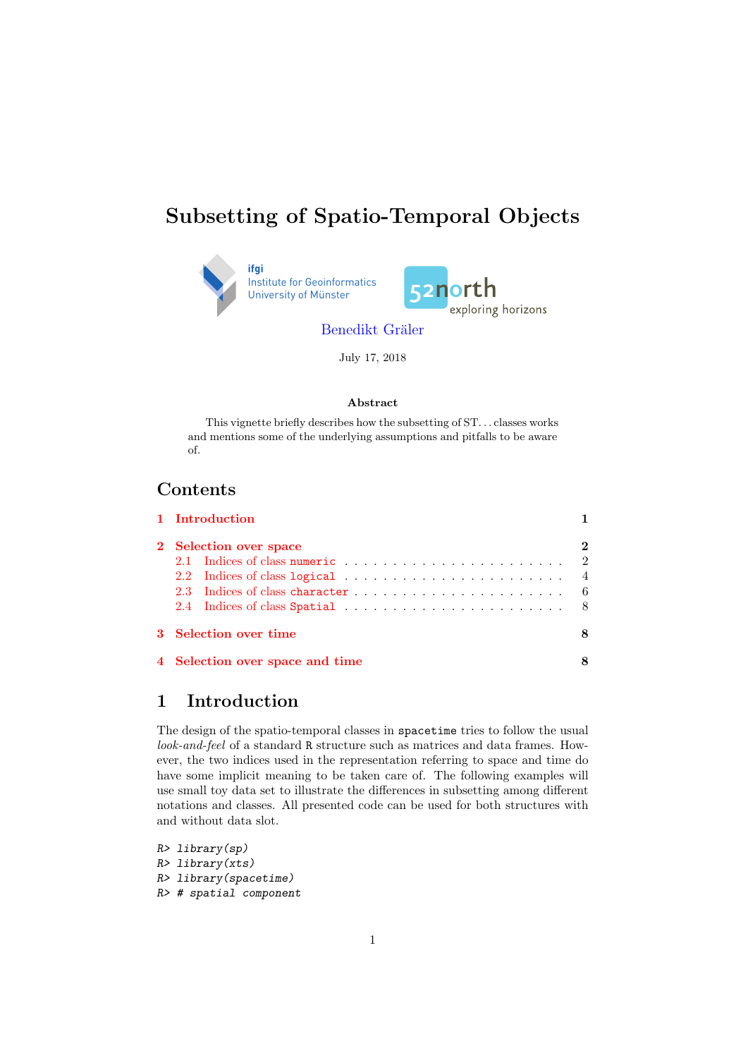# Subsetting of Spatio-Temporal Objects

Benedikt Gräler

July 17, 2018

**Abstract**

This vignette briefly describes how the subsetting of ST... classes works and mentions some of the underlying assumptions and pitfalls to be aware of.

## Contents

1 Introduction — 1

2 Selection over space — 2
- 2.1 Indices of class `numeric` — 2
- 2.2 Indices of class `logical` — 4
- 2.3 Indices of class `character` — 6
- 2.4 Indices of class `Spatial` — 8

3 Selection over time — 8

4 Selection over space and time — 8

## 1 Introduction

The design of the spatio-temporal classes in `spacetime` tries to follow the usual *look-and-feel* of a standard R structure such as matrices and data frames. However, the two indices used in the representation referring to space and time do have some implicit meaning to be taken care of. The following examples will use small toy data set to illustrate the differences in subsetting among different notations and classes. All presented code can be used for both structures with and without data slot.

```
R> library(sp)
R> library(xts)
R> library(spacetime)
R> # spatial component
```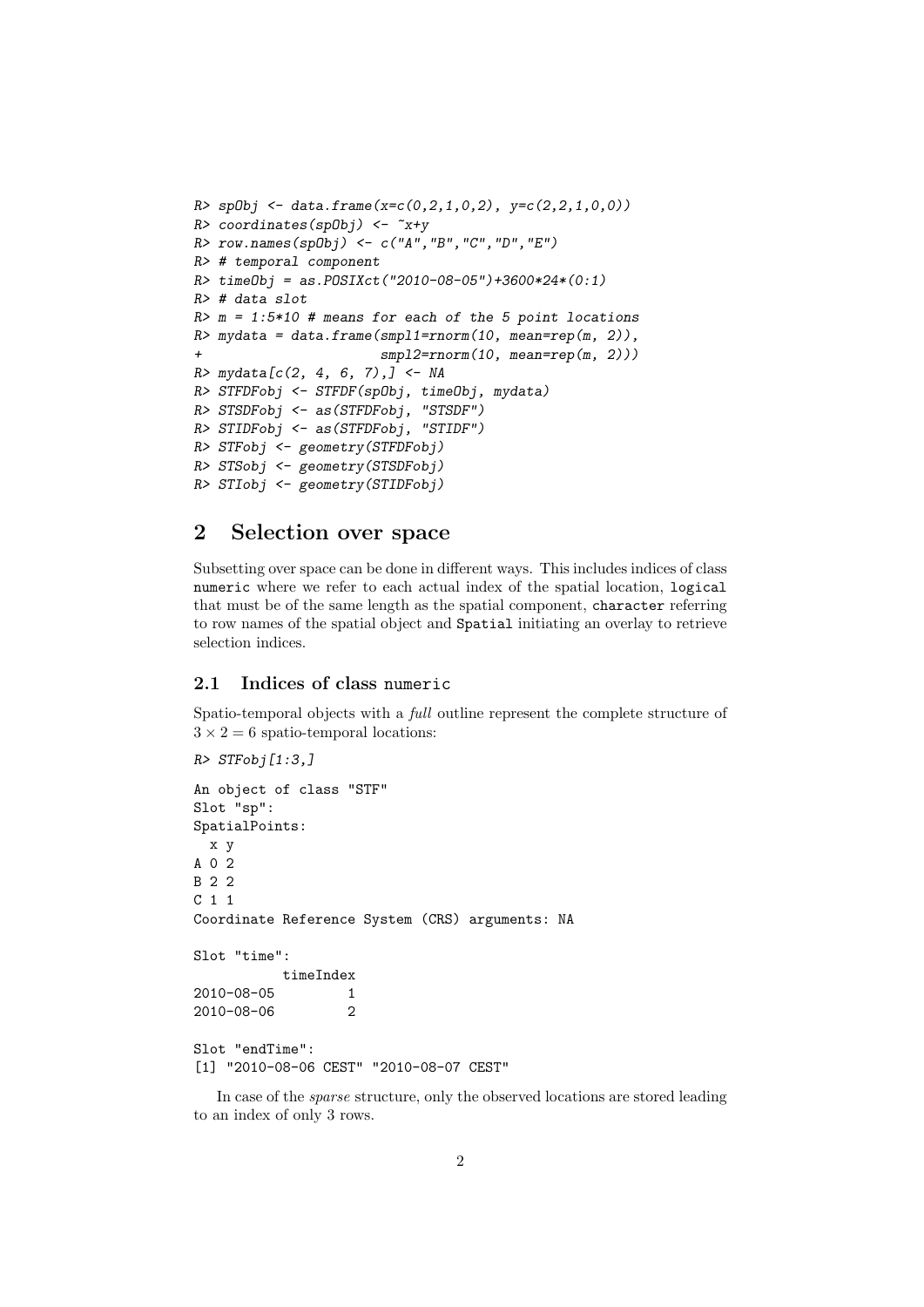```
R> spObj <- data.frame(x=c(0,2,1,0,2), y=c(2,2,1,0,0))
R> coordinates(spObj) <- ~x+y
R> row.names(spObj) <- c("A","B","C","D","E")
R> # temporal component
R> timeObj = as.POSIXct("2010-08-05")+3600*24*(0:1)
R> # data slot
R> m = 1:5*10 # means for each of the 5 point locations
R> mydata = data.frame(smpl1=rnorm(10, mean=rep(m, 2)),
+                      smpl2=rnorm(10, mean=rep(m, 2)))
R> mydata[c(2, 4, 6, 7),] <- NA
R> STFDFobj <- STFDF(spObj, timeObj, mydata)
R> STSDFobj <- as(STFDFobj, "STSDF")
R> STIDFobj <- as(STFDFobj, "STIDF")
R> STFobj <- geometry(STFDFobj)
R> STSobj <- geometry(STSDFobj)
R> STIobj <- geometry(STIDFobj)
```

## 2 Selection over space

Subsetting over space can be done in different ways. This includes indices of class `numeric` where we refer to each actual index of the spatial location, `logical` that must be of the same length as the spatial component, `character` referring to row names of the spatial object and `Spatial` initiating an overlay to retrieve selection indices.

### 2.1 Indices of class numeric

Spatio-temporal objects with a *full* outline represent the complete structure of $3 \times 2 = 6$ spatio-temporal locations:

```
R> STFobj[1:3,]

An object of class "STF"
Slot "sp":
SpatialPoints:
  x y
A 0 2
B 2 2
C 1 1
Coordinate Reference System (CRS) arguments: NA

Slot "time":
           timeIndex
2010-08-05         1
2010-08-06         2

Slot "endTime":
[1] "2010-08-06 CEST" "2010-08-07 CEST"
```

In case of the *sparse* structure, only the observed locations are stored leading to an index of only 3 rows.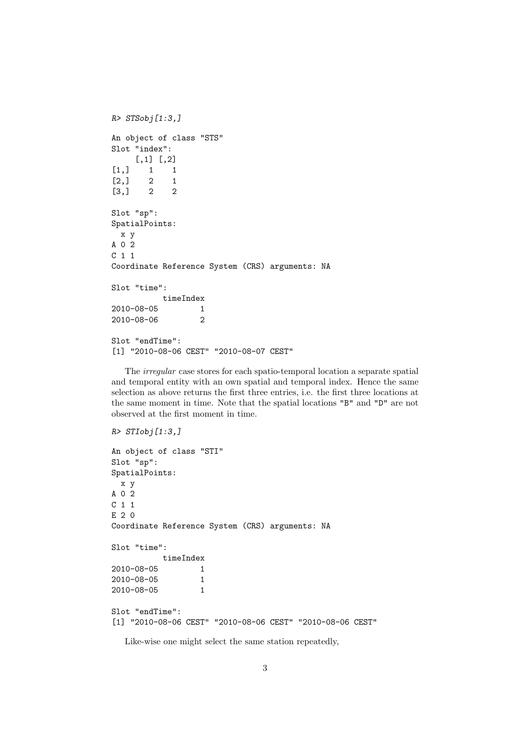```
R> STSobj[1:3,]

An object of class "STS"
Slot "index":
     [,1] [,2]
[1,]    1    1
[2,]    2    1
[3,]    2    2

Slot "sp":
SpatialPoints:
  x y
A 0 2
C 1 1
Coordinate Reference System (CRS) arguments: NA

Slot "time":
           timeIndex
2010-08-05         1
2010-08-06         2

Slot "endTime":
[1] "2010-08-06 CEST" "2010-08-07 CEST"
```

The *irregular* case stores for each spatio-temporal location a separate spatial and temporal entity with an own spatial and temporal index. Hence the same selection as above returns the first three entries, i.e. the first three locations at the same moment in time. Note that the spatial locations "B" and "D" are not observed at the first moment in time.

```
R> STIobj[1:3,]

An object of class "STI"
Slot "sp":
SpatialPoints:
  x y
A 0 2
C 1 1
E 2 0
Coordinate Reference System (CRS) arguments: NA

Slot "time":
           timeIndex
2010-08-05         1
2010-08-05         1
2010-08-05         1

Slot "endTime":
[1] "2010-08-06 CEST" "2010-08-06 CEST" "2010-08-06 CEST"
```

Like-wise one might select the same station repeatedly,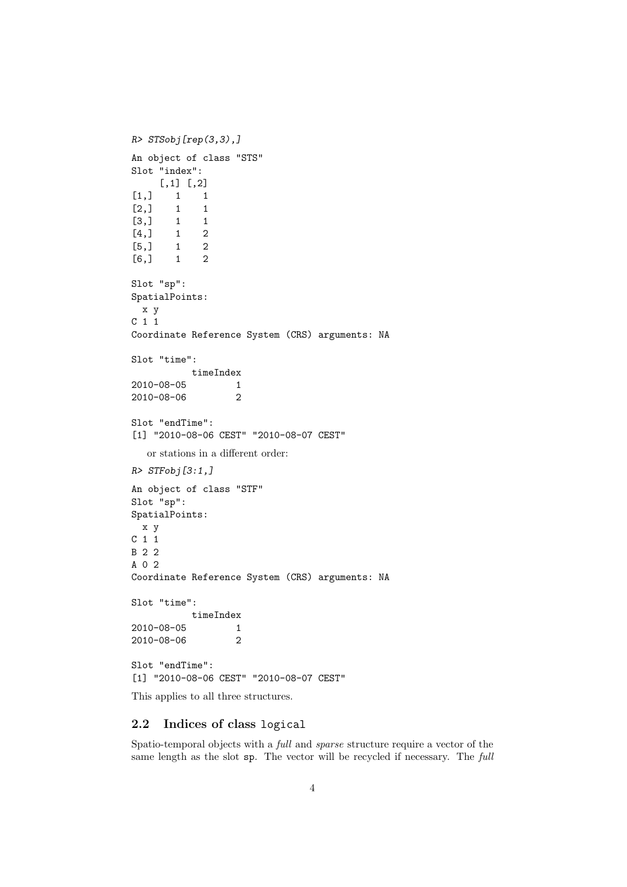```
R> STSobj[rep(3,3),]
```

```
An object of class "STS"
Slot "index":
     [,1] [,2]
[1,]    1    1
[2,]    1    1
[3,]    1    1
[4,]    1    2
[5,]    1    2
[6,]    1    2

Slot "sp":
SpatialPoints:
  x y
C 1 1
Coordinate Reference System (CRS) arguments: NA

Slot "time":
           timeIndex
2010-08-05         1
2010-08-06         2

Slot "endTime":
[1] "2010-08-06 CEST" "2010-08-07 CEST"
```

or stations in a different order:

```
R> STFobj[3:1,]
```

```
An object of class "STF"
Slot "sp":
SpatialPoints:
  x y
C 1 1
B 2 2
A 0 2
Coordinate Reference System (CRS) arguments: NA

Slot "time":
           timeIndex
2010-08-05         1
2010-08-06         2

Slot "endTime":
[1] "2010-08-06 CEST" "2010-08-07 CEST"
```

This applies to all three structures.

## 2.2 Indices of class `logical`

Spatio-temporal objects with a *full* and *sparse* structure require a vector of the same length as the slot `sp`. The vector will be recycled if necessary. The *full*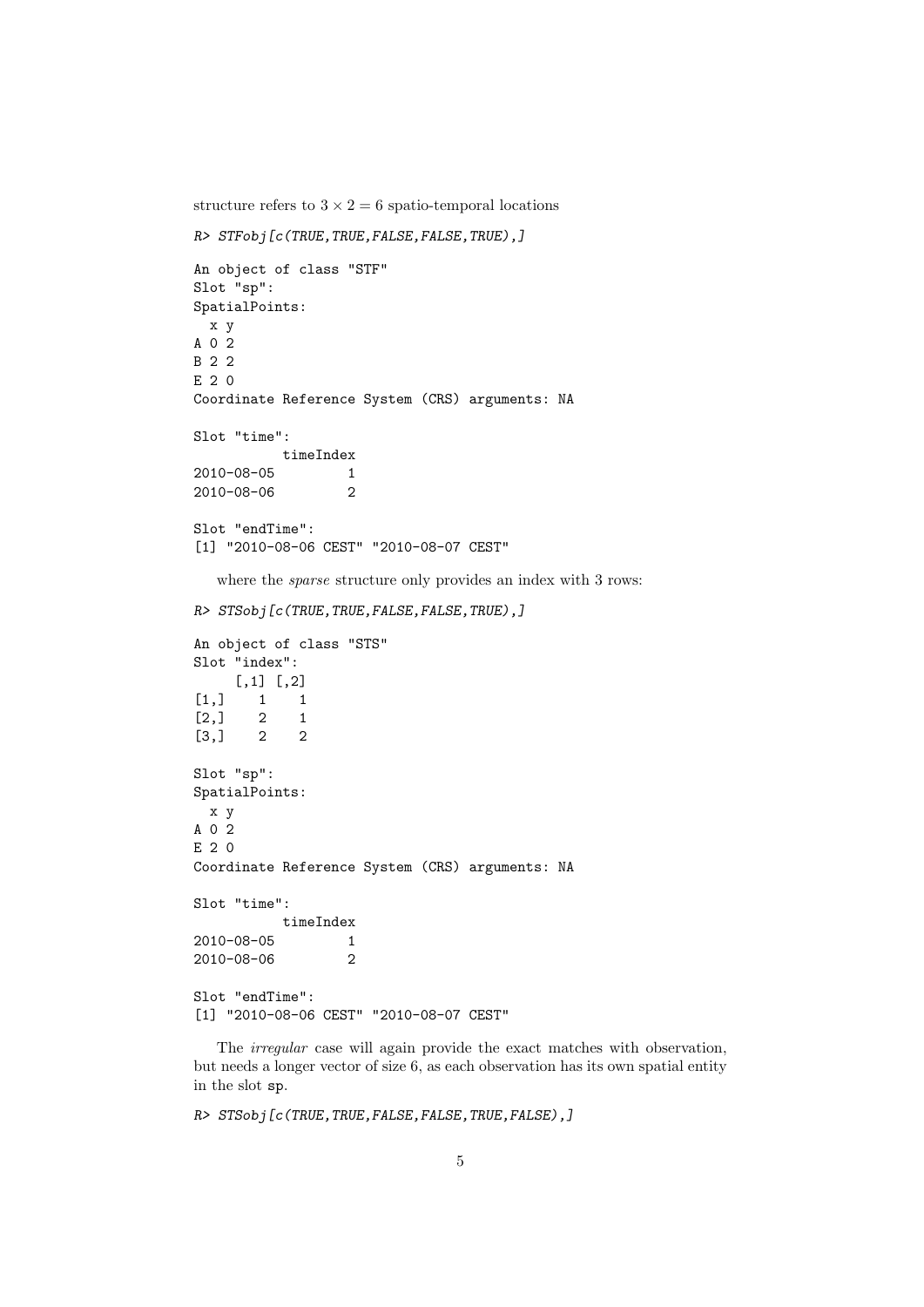structure refers to $3 \times 2 = 6$ spatio-temporal locations

```
R> STFobj[c(TRUE,TRUE,FALSE,FALSE,TRUE),]

An object of class "STF"
Slot "sp":
SpatialPoints:
  x y
A 0 2
B 2 2
E 2 0
Coordinate Reference System (CRS) arguments: NA

Slot "time":
           timeIndex
2010-08-05         1
2010-08-06         2

Slot "endTime":
[1] "2010-08-06 CEST" "2010-08-07 CEST"
```

where the *sparse* structure only provides an index with 3 rows:

```
R> STSobj[c(TRUE,TRUE,FALSE,FALSE,TRUE),]

An object of class "STS"
Slot "index":
     [,1] [,2]
[1,]    1    1
[2,]    2    1
[3,]    2    2

Slot "sp":
SpatialPoints:
  x y
A 0 2
E 2 0
Coordinate Reference System (CRS) arguments: NA

Slot "time":
           timeIndex
2010-08-05         1
2010-08-06         2

Slot "endTime":
[1] "2010-08-06 CEST" "2010-08-07 CEST"
```

The *irregular* case will again provide the exact matches with observation, but needs a longer vector of size 6, as each observation has its own spatial entity in the slot sp.

```
R> STSobj[c(TRUE,TRUE,FALSE,FALSE,TRUE,FALSE),]
```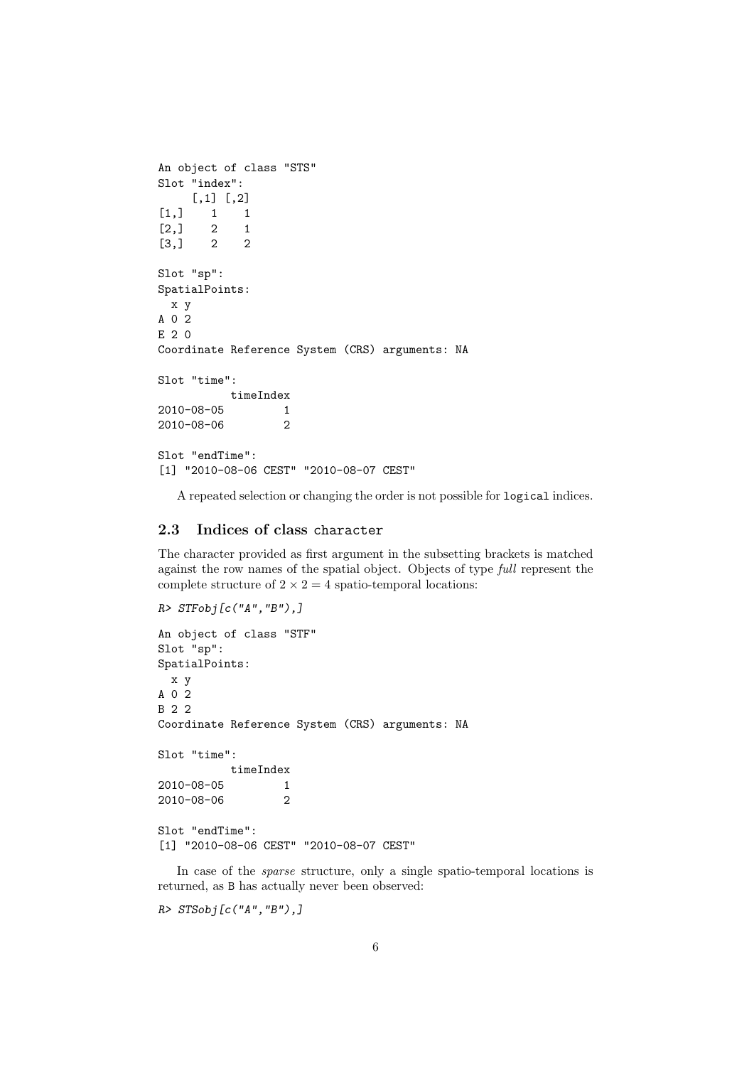```
An object of class "STS"
Slot "index":
     [,1] [,2]
[1,]    1    1
[2,]    2    1
[3,]    2    2

Slot "sp":
SpatialPoints:
  x y
A 0 2
E 2 0
Coordinate Reference System (CRS) arguments: NA

Slot "time":
           timeIndex
2010-08-05         1
2010-08-06         2

Slot "endTime":
[1] "2010-08-06 CEST" "2010-08-07 CEST"
```

A repeated selection or changing the order is not possible for `logical` indices.

## 2.3 Indices of class `character`

The character provided as first argument in the subsetting brackets is matched against the row names of the spatial object. Objects of type *full* represent the complete structure of $2 \times 2 = 4$ spatio-temporal locations:

```
R> STFobj[c("A","B"),]
```

```
An object of class "STF"
Slot "sp":
SpatialPoints:
  x y
A 0 2
B 2 2
Coordinate Reference System (CRS) arguments: NA

Slot "time":
           timeIndex
2010-08-05         1
2010-08-06         2

Slot "endTime":
[1] "2010-08-06 CEST" "2010-08-07 CEST"
```

In case of the *sparse* structure, only a single spatio-temporal locations is returned, as B has actually never been observed:

```
R> STSobj[c("A","B"),]
```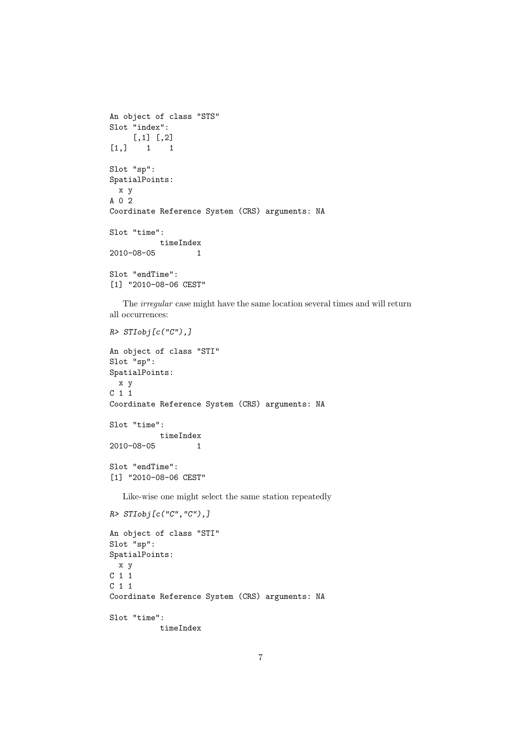```
An object of class "STS"
Slot "index":
     [,1] [,2]
[1,]    1    1

Slot "sp":
SpatialPoints:
  x y
A 0 2
Coordinate Reference System (CRS) arguments: NA

Slot "time":
           timeIndex
2010-08-05         1

Slot "endTime":
[1] "2010-08-06 CEST"
```

The *irregular* case might have the same location several times and will return all occurrences:

```
R> STIobj[c("C"),]
```

```
An object of class "STI"
Slot "sp":
SpatialPoints:
  x y
C 1 1
Coordinate Reference System (CRS) arguments: NA

Slot "time":
           timeIndex
2010-08-05         1

Slot "endTime":
[1] "2010-08-06 CEST"
```

Like-wise one might select the same station repeatedly

```
R> STIobj[c("C","C"),]
```

```
An object of class "STI"
Slot "sp":
SpatialPoints:
  x y
C 1 1
C 1 1
Coordinate Reference System (CRS) arguments: NA

Slot "time":
           timeIndex
```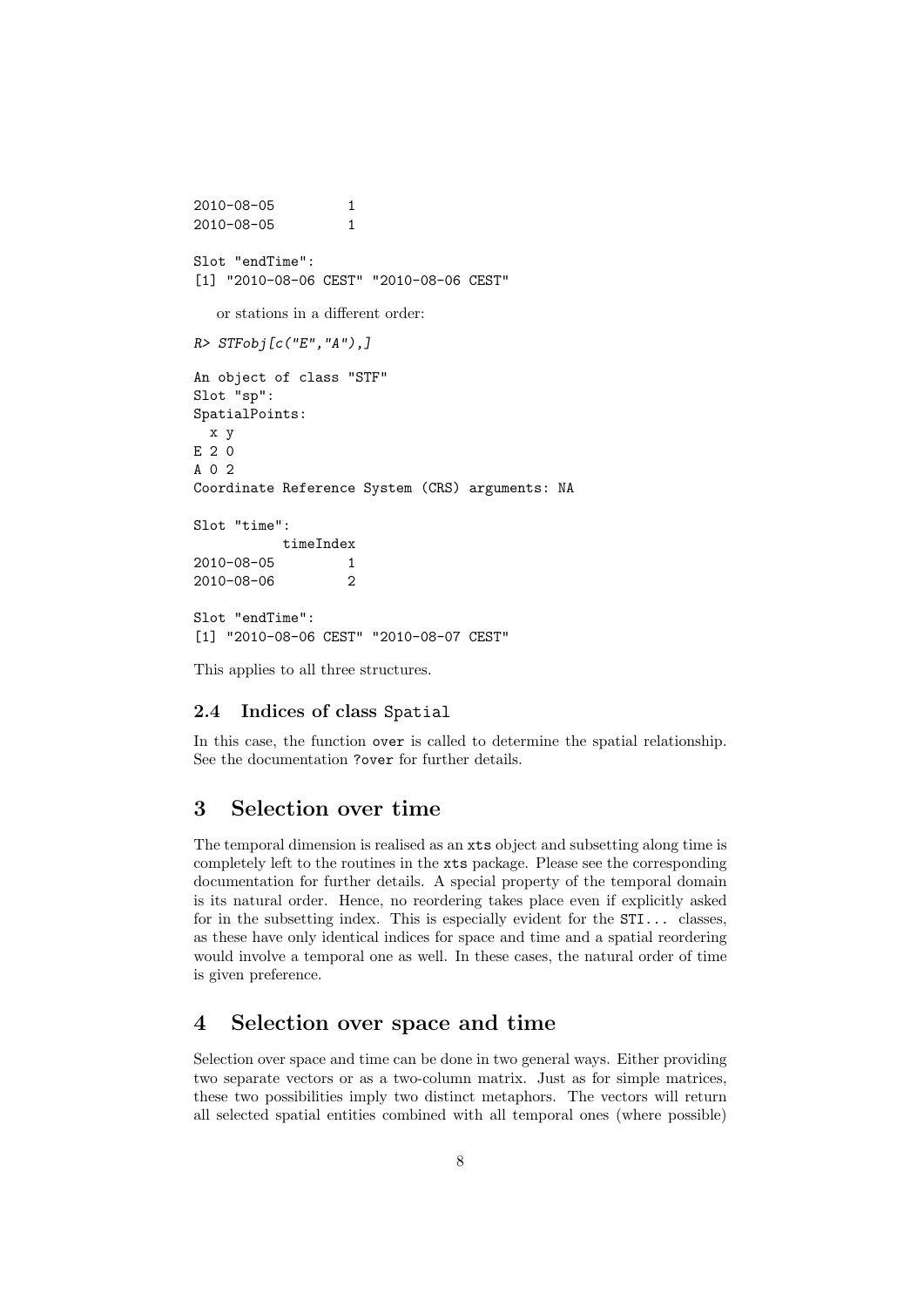```
2010-08-05         1
2010-08-05         1

Slot "endTime":
[1] "2010-08-06 CEST" "2010-08-06 CEST"
```

or stations in a different order:

```
R> STFobj[c("E","A"),]
```

```
An object of class "STF"
Slot "sp":
SpatialPoints:
  x y
E 2 0
A 0 2
Coordinate Reference System (CRS) arguments: NA

Slot "time":
           timeIndex
2010-08-05         1
2010-08-06         2

Slot "endTime":
[1] "2010-08-06 CEST" "2010-08-07 CEST"
```

This applies to all three structures.

### 2.4 Indices of class Spatial

In this case, the function `over` is called to determine the spatial relationship. See the documentation `?over` for further details.

## 3 Selection over time

The temporal dimension is realised as an `xts` object and subsetting along time is completely left to the routines in the `xts` package. Please see the corresponding documentation for further details. A special property of the temporal domain is its natural order. Hence, no reordering takes place even if explicitly asked for in the subsetting index. This is especially evident for the `STI...` classes, as these have only identical indices for space and time and a spatial reordering would involve a temporal one as well. In these cases, the natural order of time is given preference.

## 4 Selection over space and time

Selection over space and time can be done in two general ways. Either providing two separate vectors or as a two-column matrix. Just as for simple matrices, these two possibilities imply two distinct metaphors. The vectors will return all selected spatial entities combined with all temporal ones (where possible)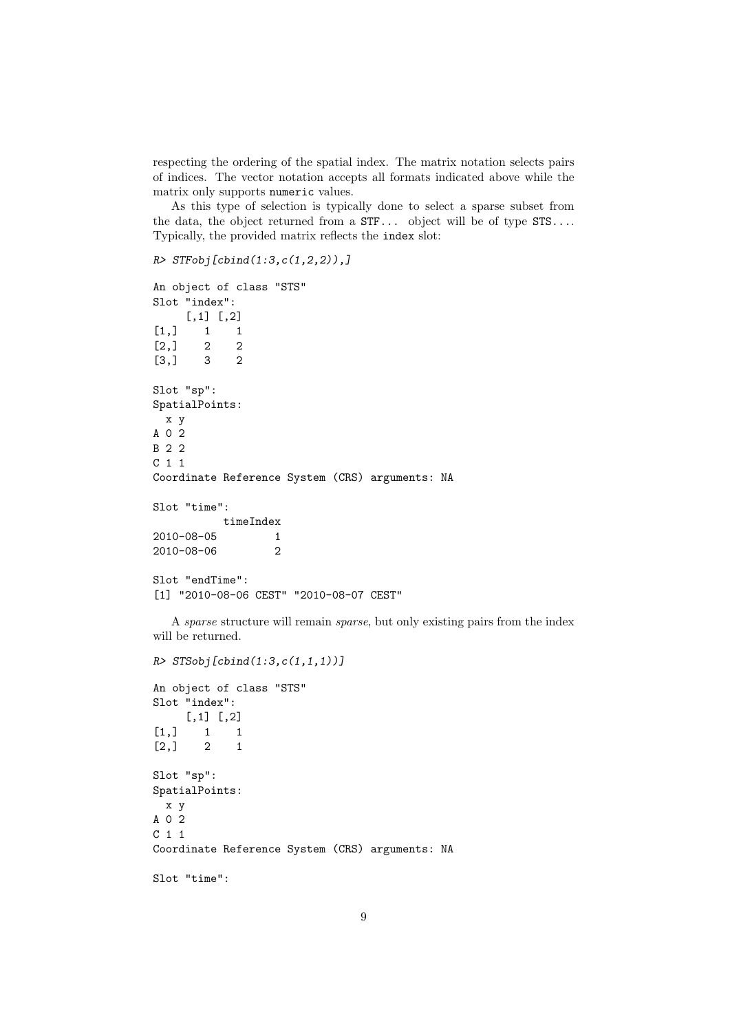respecting the ordering of the spatial index. The matrix notation selects pairs of indices. The vector notation accepts all formats indicated above while the matrix only supports `numeric` values.

As this type of selection is typically done to select a sparse subset from the data, the object returned from a `STF...` object will be of type `STS...`. Typically, the provided matrix reflects the `index` slot:

```
R> STFobj[cbind(1:3,c(1,2,2)),]

An object of class "STS"
Slot "index":
     [,1] [,2]
[1,]    1    1
[2,]    2    2
[3,]    3    2

Slot "sp":
SpatialPoints:
  x y
A 0 2
B 2 2
C 1 1
Coordinate Reference System (CRS) arguments: NA

Slot "time":
           timeIndex
2010-08-05         1
2010-08-06         2

Slot "endTime":
[1] "2010-08-06 CEST" "2010-08-07 CEST"
```

A *sparse* structure will remain *sparse*, but only existing pairs from the index will be returned.

```
R> STSobj[cbind(1:3,c(1,1,1))]

An object of class "STS"
Slot "index":
     [,1] [,2]
[1,]    1    1
[2,]    2    1

Slot "sp":
SpatialPoints:
  x y
A 0 2
C 1 1
Coordinate Reference System (CRS) arguments: NA

Slot "time":
```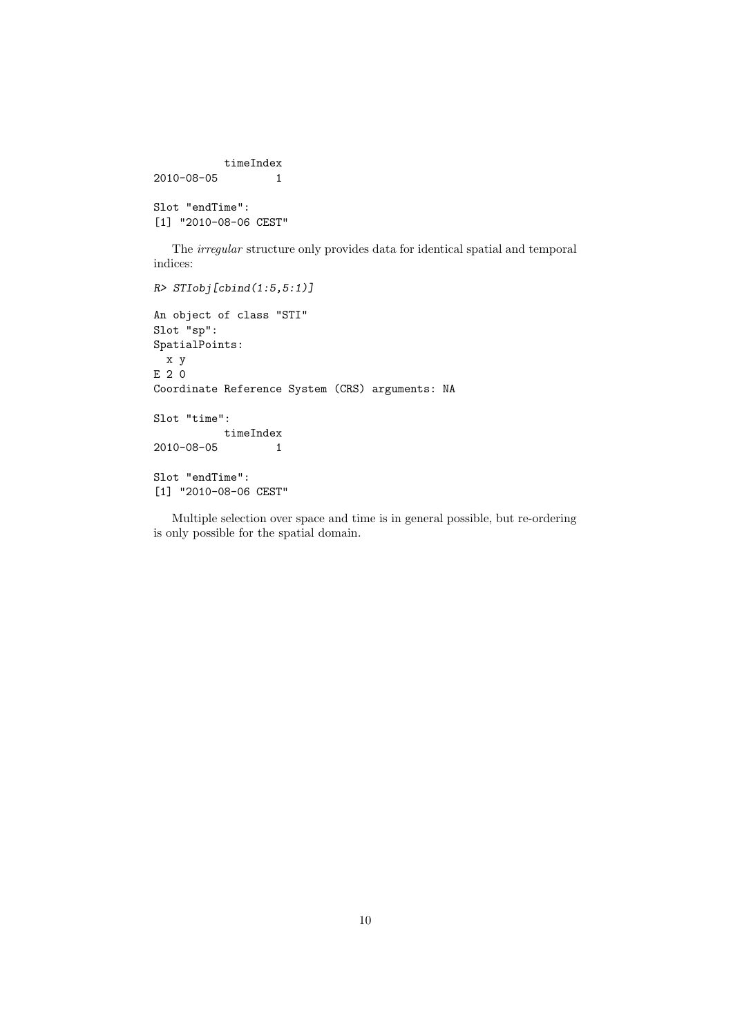```
           timeIndex
2010-08-05         1

Slot "endTime":
[1] "2010-08-06 CEST"
```

The *irregular* structure only provides data for identical spatial and temporal indices:

```
R> STIobj[cbind(1:5,5:1)]

An object of class "STI"
Slot "sp":
SpatialPoints:
  x y
E 2 0
Coordinate Reference System (CRS) arguments: NA

Slot "time":
           timeIndex
2010-08-05         1

Slot "endTime":
[1] "2010-08-06 CEST"
```

Multiple selection over space and time is in general possible, but re-ordering is only possible for the spatial domain.